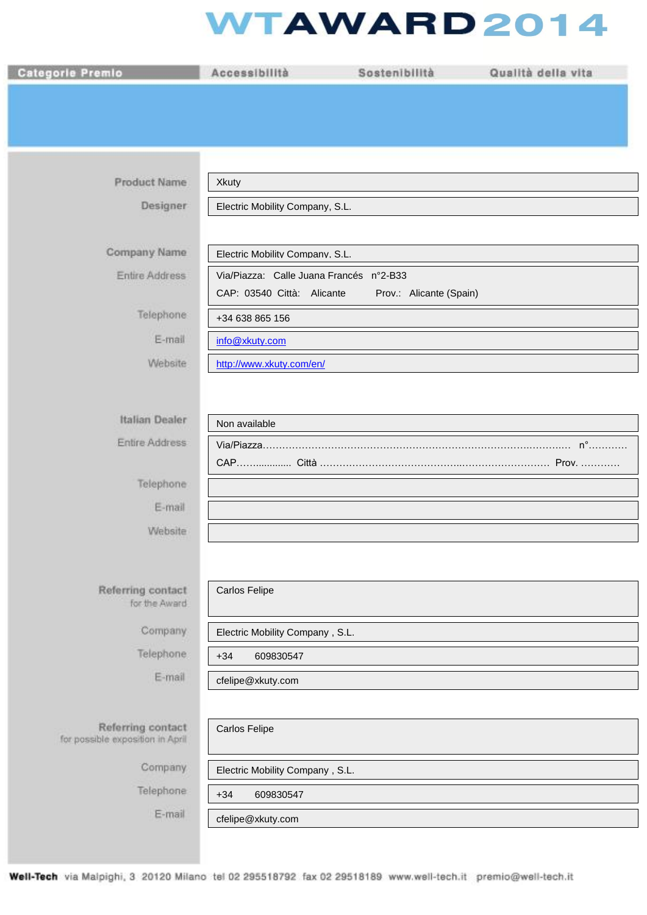# WTAWARD 2014

| Categorie Premio | Accessibilità | Sostenibilità | Qualità della vita |
|---|---|---|---|

| | |
|---|---|
| Product Name | Xkuty |
| Designer | Electric Mobility Company, S.L. |
| Company Name | Electric Mobility Company, S.L. |
| Entire Address | Via/Piazza: Calle Juana Francés n°2-B33<br>CAP: 03540 Città: Alicante Prov.: Alicante (Spain) |
| Telephone | +34 638 865 156 |
| E-mail | info@xkuty.com |
| Website | http://www.xkuty.com/en/ |
| Italian Dealer | Non available |
| Entire Address | Via/Piazza……………………………………………………………………………….. n°…………<br>CAP……........... Città ……………………………………..……………………… Prov. ………… |
| Telephone | |
| E-mail | |
| Website | |
| Referring contact for the Award | Carlos Felipe |
| Company | Electric Mobility Company , S.L. |
| Telephone | +34 609830547 |
| E-mail | cfelipe@xkuty.com |
| Referring contact for possible exposition in April | Carlos Felipe |
| Company | Electric Mobility Company , S.L. |
| Telephone | +34 609830547 |
| E-mail | cfelipe@xkuty.com |

**Well-Tech** via Malpighi, 3 20120 Milano tel 02 295518792 fax 02 29518189 www.well-tech.it premio@well-tech.it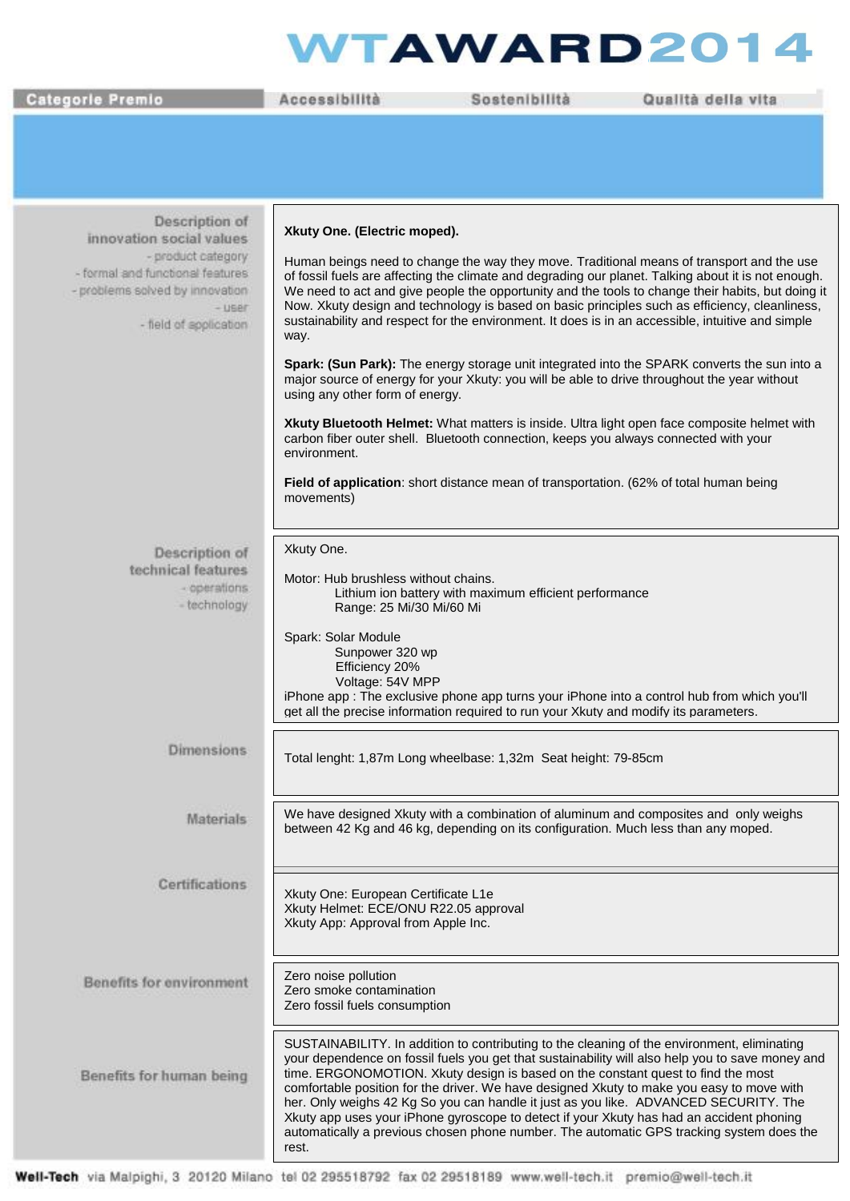# WTAWARD2014

| Categorie Premio | Accessibilità | Sostenibilità | Qualità della vita |
|---|---|---|---|

| | |
|---|---|
| **Description of innovation social values**<br>- product category<br>- formal and functional features<br>- problems solved by innovation<br>- user<br>- field of application | **Xkuty One. (Electric moped).**<br><br>Human beings need to change the way they move. Traditional means of transport and the use of fossil fuels are affecting the climate and degrading our planet. Talking about it is not enough. We need to act and give people the opportunity and the tools to change their habits, but doing it Now. Xkuty design and technology is based on basic principles such as efficiency, cleanliness, sustainability and respect for the environment. It does is in an accessible, intuitive and simple way.<br><br>**Spark: (Sun Park):** The energy storage unit integrated into the SPARK converts the sun into a major source of energy for your Xkuty: you will be able to drive throughout the year without using any other form of energy.<br><br>**Xkuty Bluetooth Helmet:** What matters is inside. Ultra light open face composite helmet with carbon fiber outer shell. Bluetooth connection, keeps you always connected with your environment.<br><br>**Field of application**: short distance mean of transportation. (62% of total human being movements) |
| **Description of technical features**<br>- operations<br>- technology | Xkuty One.<br><br>Motor: Hub brushless without chains.<br>Lithium ion battery with maximum efficient performance<br>Range: 25 Mi/30 Mi/60 Mi<br><br>Spark: Solar Module<br>Sunpower 320 wp<br>Efficiency 20%<br>Voltage: 54V MPP<br>iPhone app : The exclusive phone app turns your iPhone into a control hub from which you'll get all the precise information required to run your Xkuty and modify its parameters. |
| **Dimensions** | Total lenght: 1,87m Long wheelbase: 1,32m Seat height: 79-85cm |
| **Materials** | We have designed Xkuty with a combination of aluminum and composites and only weighs between 42 Kg and 46 kg, depending on its configuration. Much less than any moped. |
| **Certifications** | Xkuty One: European Certificate L1e<br>Xkuty Helmet: ECE/ONU R22.05 approval<br>Xkuty App: Approval from Apple Inc. |
| **Benefits for environment** | Zero noise pollution<br>Zero smoke contamination<br>Zero fossil fuels consumption |
| **Benefits for human being** | SUSTAINABILITY. In addition to contributing to the cleaning of the environment, eliminating your dependence on fossil fuels you get that sustainability will also help you to save money and time. ERGONOMOTION. Xkuty design is based on the constant quest to find the most comfortable position for the driver. We have designed Xkuty to make you easy to move with her. Only weighs 42 Kg So you can handle it just as you like. ADVANCED SECURITY. The Xkuty app uses your iPhone gyroscope to detect if your Xkuty has had an accident phoning automatically a previous chosen phone number. The automatic GPS tracking system does the rest. |

**Well-Tech** via Malpighi, 3 20120 Milano tel 02 295518792 fax 02 29518189 www.well-tech.it premio@well-tech.it